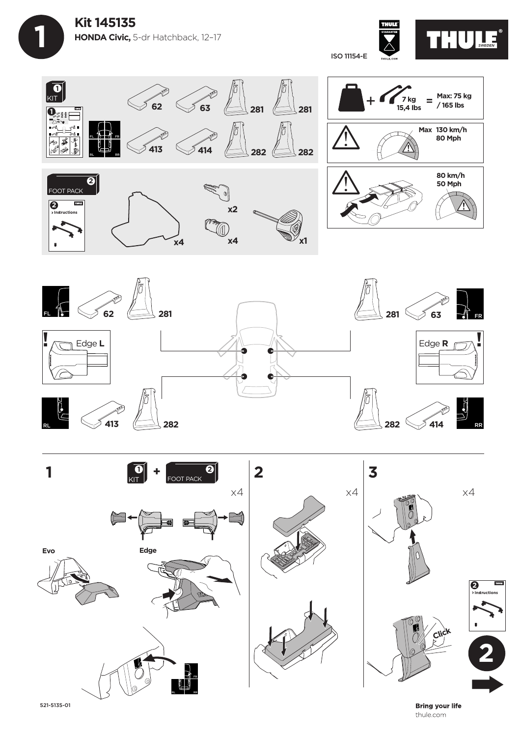# 1

## Kit 145135

**HONDA Civic,** 5-dr Hatchback, 12–17

ISO 11154-E

THULE GUARANTEE

THULE.COM

THULE SWEDEN

**1 KIT**

62 63 281 281

413 414 282 282

FL FR RL RR

**2 FOOT PACK**

2 > Instructions

x4 x2 x4 x1

+ 7 kg 15,4 lbs = Max: 75 kg / 165 lbs

Max 130 km/h 80 Mph

80 km/h 50 Mph

FL 62 281

281 63 FR

Edge **L**

Edge **R**

RL 413 282

282 414 RR

**1** 1 KIT + 2 FOOT PACK x4

Evo

Edge

FR RL RR

**2** x4

**3** x4

2 > Instructions

Click

**2**

521-5135-01

**Bring your life**
thule.com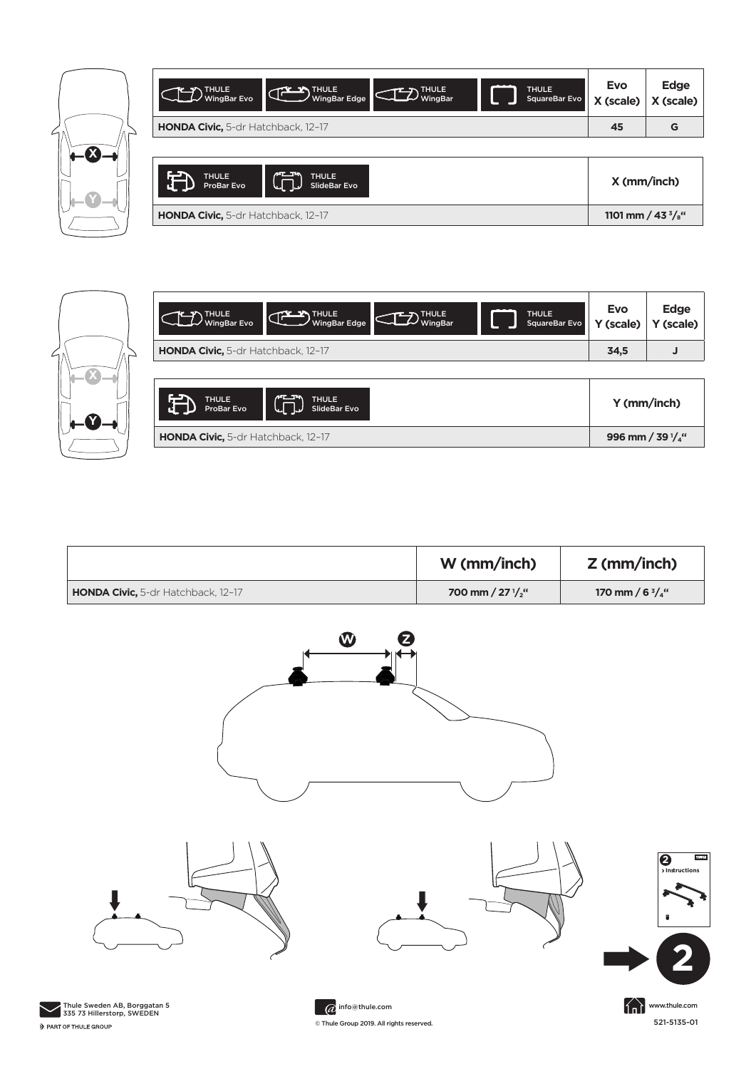| THULE WingBar Evo | THULE WingBar Edge | THULE WingBar | THULE SquareBar Evo | Evo X (scale) | Edge X (scale) |
|---|---|---|---|---|---|
| **HONDA Civic,** 5-dr Hatchback, 12–17 | | | | 45 | G |

| THULE ProBar Evo | THULE SlideBar Evo | X (mm/inch) |
|---|---|---|
| **HONDA Civic,** 5-dr Hatchback, 12–17 | | 1101 mm / 43 $^3/_8$" |

| THULE WingBar Evo | THULE WingBar Edge | THULE WingBar | THULE SquareBar Evo | Evo Y (scale) | Edge Y (scale) |
|---|---|---|---|---|---|
| **HONDA Civic,** 5-dr Hatchback, 12–17 | | | | 34,5 | J |

| THULE ProBar Evo | THULE SlideBar Evo | Y (mm/inch) |
|---|---|---|
| **HONDA Civic,** 5-dr Hatchback, 12–17 | | 996 mm / 39 $^1/_4$" |

| | W (mm/inch) | Z (mm/inch) |
|---|---|---|
| **HONDA Civic,** 5-dr Hatchback, 12–17 | 700 mm / 27 $^1/_2$" | 170 mm / 6 $^3/_4$" |

W Z

2 > Instructions

2

Thule Sweden AB, Borggatan 5
335 73 Hillerstorp, SWEDEN

PART OF THULE GROUP

info@thule.com

© Thule Group 2019. All rights reserved.

www.thule.com

521-5135-01